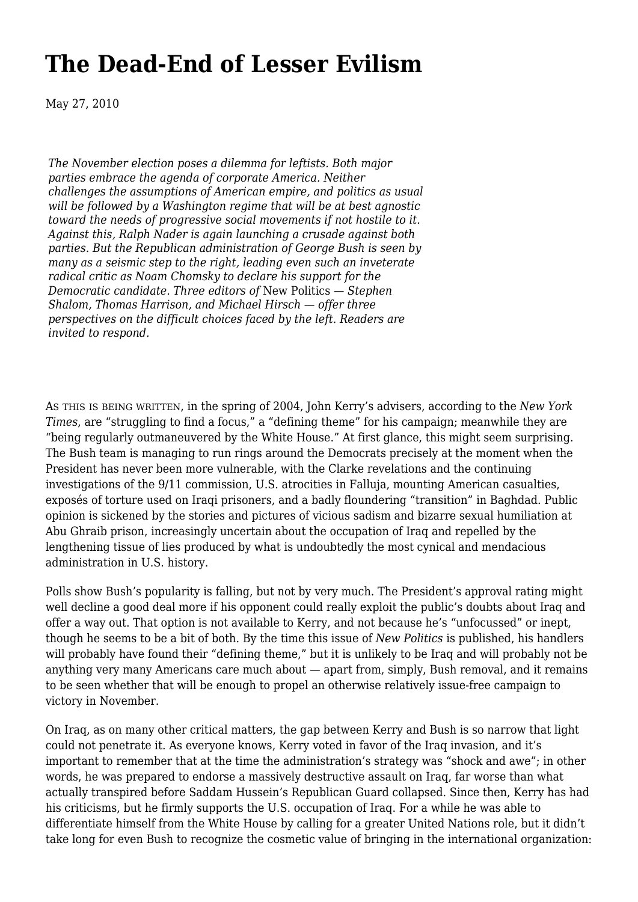# The Dead-End of Lesser Evilism

May 27, 2010

*The November election poses a dilemma for leftists. Both major parties embrace the agenda of corporate America. Neither challenges the assumptions of American empire, and politics as usual will be followed by a Washington regime that will be at best agnostic toward the needs of progressive social movements if not hostile to it. Against this, Ralph Nader is again launching a crusade against both parties. But the Republican administration of George Bush is seen by many as a seismic step to the right, leading even such an inveterate radical critic as Noam Chomsky to declare his support for the Democratic candidate. Three editors of* New Politics *— Stephen Shalom, Thomas Harrison, and Michael Hirsch — offer three perspectives on the difficult choices faced by the left. Readers are invited to respond.*

AS THIS IS BEING WRITTEN, in the spring of 2004, John Kerry's advisers, according to the *New York Times*, are "struggling to find a focus," a "defining theme" for his campaign; meanwhile they are "being regularly outmaneuvered by the White House." At first glance, this might seem surprising. The Bush team is managing to run rings around the Democrats precisely at the moment when the President has never been more vulnerable, with the Clarke revelations and the continuing investigations of the 9/11 commission, U.S. atrocities in Falluja, mounting American casualties, exposés of torture used on Iraqi prisoners, and a badly floundering "transition" in Baghdad. Public opinion is sickened by the stories and pictures of vicious sadism and bizarre sexual humiliation at Abu Ghraib prison, increasingly uncertain about the occupation of Iraq and repelled by the lengthening tissue of lies produced by what is undoubtedly the most cynical and mendacious administration in U.S. history.

Polls show Bush's popularity is falling, but not by very much. The President's approval rating might well decline a good deal more if his opponent could really exploit the public's doubts about Iraq and offer a way out. That option is not available to Kerry, and not because he's "unfocussed" or inept, though he seems to be a bit of both. By the time this issue of *New Politics* is published, his handlers will probably have found their "defining theme," but it is unlikely to be Iraq and will probably not be anything very many Americans care much about — apart from, simply, Bush removal, and it remains to be seen whether that will be enough to propel an otherwise relatively issue-free campaign to victory in November.

On Iraq, as on many other critical matters, the gap between Kerry and Bush is so narrow that light could not penetrate it. As everyone knows, Kerry voted in favor of the Iraq invasion, and it's important to remember that at the time the administration's strategy was "shock and awe"; in other words, he was prepared to endorse a massively destructive assault on Iraq, far worse than what actually transpired before Saddam Hussein's Republican Guard collapsed. Since then, Kerry has had his criticisms, but he firmly supports the U.S. occupation of Iraq. For a while he was able to differentiate himself from the White House by calling for a greater United Nations role, but it didn't take long for even Bush to recognize the cosmetic value of bringing in the international organization: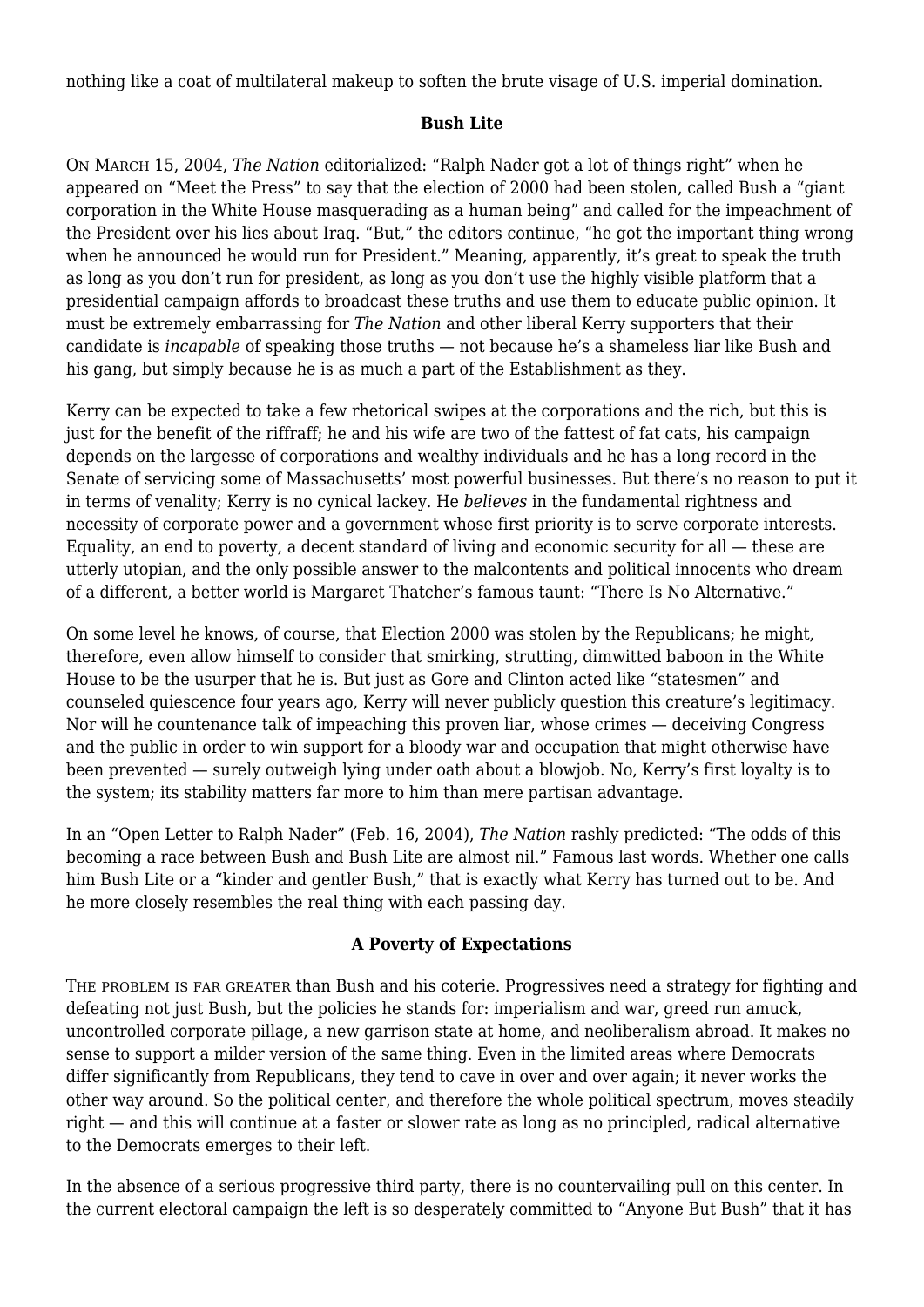nothing like a coat of multilateral makeup to soften the brute visage of U.S. imperial domination.

### Bush Lite

ON MARCH 15, 2004, *The Nation* editorialized: "Ralph Nader got a lot of things right" when he appeared on "Meet the Press" to say that the election of 2000 had been stolen, called Bush a "giant corporation in the White House masquerading as a human being" and called for the impeachment of the President over his lies about Iraq. "But," the editors continue, "he got the important thing wrong when he announced he would run for President." Meaning, apparently, it's great to speak the truth as long as you don't run for president, as long as you don't use the highly visible platform that a presidential campaign affords to broadcast these truths and use them to educate public opinion. It must be extremely embarrassing for *The Nation* and other liberal Kerry supporters that their candidate is *incapable* of speaking those truths — not because he's a shameless liar like Bush and his gang, but simply because he is as much a part of the Establishment as they.

Kerry can be expected to take a few rhetorical swipes at the corporations and the rich, but this is just for the benefit of the riffraff; he and his wife are two of the fattest of fat cats, his campaign depends on the largesse of corporations and wealthy individuals and he has a long record in the Senate of servicing some of Massachusetts' most powerful businesses. But there's no reason to put it in terms of venality; Kerry is no cynical lackey. He *believes* in the fundamental rightness and necessity of corporate power and a government whose first priority is to serve corporate interests. Equality, an end to poverty, a decent standard of living and economic security for all — these are utterly utopian, and the only possible answer to the malcontents and political innocents who dream of a different, a better world is Margaret Thatcher's famous taunt: "There Is No Alternative."

On some level he knows, of course, that Election 2000 was stolen by the Republicans; he might, therefore, even allow himself to consider that smirking, strutting, dimwitted baboon in the White House to be the usurper that he is. But just as Gore and Clinton acted like "statesmen" and counseled quiescence four years ago, Kerry will never publicly question this creature's legitimacy. Nor will he countenance talk of impeaching this proven liar, whose crimes — deceiving Congress and the public in order to win support for a bloody war and occupation that might otherwise have been prevented — surely outweigh lying under oath about a blowjob. No, Kerry's first loyalty is to the system; its stability matters far more to him than mere partisan advantage.

In an "Open Letter to Ralph Nader" (Feb. 16, 2004), *The Nation* rashly predicted: "The odds of this becoming a race between Bush and Bush Lite are almost nil." Famous last words. Whether one calls him Bush Lite or a "kinder and gentler Bush," that is exactly what Kerry has turned out to be. And he more closely resembles the real thing with each passing day.

### A Poverty of Expectations

THE PROBLEM IS FAR GREATER than Bush and his coterie. Progressives need a strategy for fighting and defeating not just Bush, but the policies he stands for: imperialism and war, greed run amuck, uncontrolled corporate pillage, a new garrison state at home, and neoliberalism abroad. It makes no sense to support a milder version of the same thing. Even in the limited areas where Democrats differ significantly from Republicans, they tend to cave in over and over again; it never works the other way around. So the political center, and therefore the whole political spectrum, moves steadily right — and this will continue at a faster or slower rate as long as no principled, radical alternative to the Democrats emerges to their left.

In the absence of a serious progressive third party, there is no countervailing pull on this center. In the current electoral campaign the left is so desperately committed to "Anyone But Bush" that it has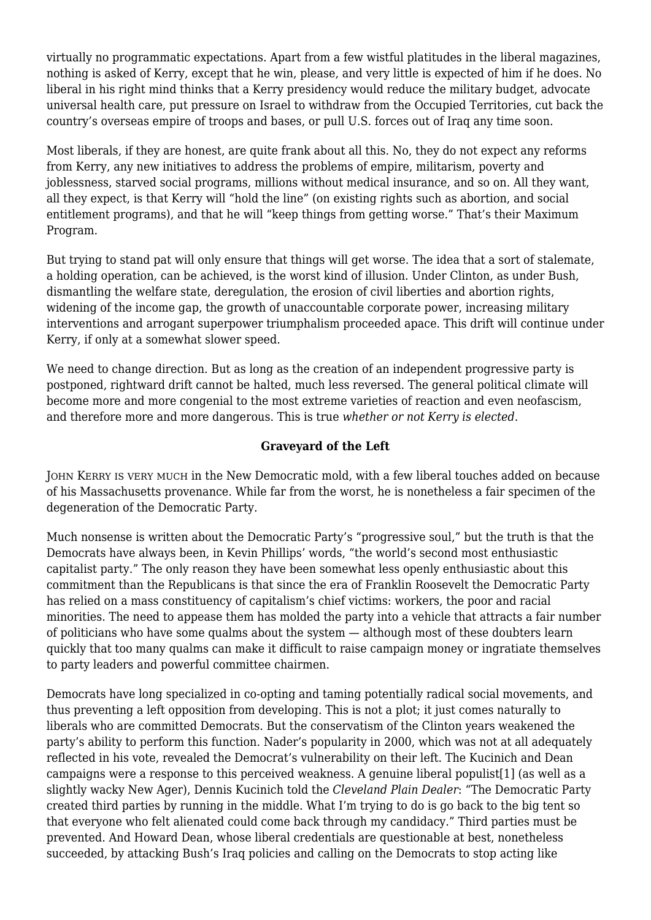virtually no programmatic expectations. Apart from a few wistful platitudes in the liberal magazines, nothing is asked of Kerry, except that he win, please, and very little is expected of him if he does. No liberal in his right mind thinks that a Kerry presidency would reduce the military budget, advocate universal health care, put pressure on Israel to withdraw from the Occupied Territories, cut back the country's overseas empire of troops and bases, or pull U.S. forces out of Iraq any time soon.

Most liberals, if they are honest, are quite frank about all this. No, they do not expect any reforms from Kerry, any new initiatives to address the problems of empire, militarism, poverty and joblessness, starved social programs, millions without medical insurance, and so on. All they want, all they expect, is that Kerry will "hold the line" (on existing rights such as abortion, and social entitlement programs), and that he will "keep things from getting worse." That's their Maximum Program.

But trying to stand pat will only ensure that things will get worse. The idea that a sort of stalemate, a holding operation, can be achieved, is the worst kind of illusion. Under Clinton, as under Bush, dismantling the welfare state, deregulation, the erosion of civil liberties and abortion rights, widening of the income gap, the growth of unaccountable corporate power, increasing military interventions and arrogant superpower triumphalism proceeded apace. This drift will continue under Kerry, if only at a somewhat slower speed.

We need to change direction. But as long as the creation of an independent progressive party is postponed, rightward drift cannot be halted, much less reversed. The general political climate will become more and more congenial to the most extreme varieties of reaction and even neofascism, and therefore more and more dangerous. This is true *whether or not Kerry is elected*.

### Graveyard of the Left

JOHN KERRY IS VERY MUCH in the New Democratic mold, with a few liberal touches added on because of his Massachusetts provenance. While far from the worst, he is nonetheless a fair specimen of the degeneration of the Democratic Party.

Much nonsense is written about the Democratic Party's "progressive soul," but the truth is that the Democrats have always been, in Kevin Phillips' words, "the world's second most enthusiastic capitalist party." The only reason they have been somewhat less openly enthusiastic about this commitment than the Republicans is that since the era of Franklin Roosevelt the Democratic Party has relied on a mass constituency of capitalism's chief victims: workers, the poor and racial minorities. The need to appease them has molded the party into a vehicle that attracts a fair number of politicians who have some qualms about the system — although most of these doubters learn quickly that too many qualms can make it difficult to raise campaign money or ingratiate themselves to party leaders and powerful committee chairmen.

Democrats have long specialized in co-opting and taming potentially radical social movements, and thus preventing a left opposition from developing. This is not a plot; it just comes naturally to liberals who are committed Democrats. But the conservatism of the Clinton years weakened the party's ability to perform this function. Nader's popularity in 2000, which was not at all adequately reflected in his vote, revealed the Democrat's vulnerability on their left. The Kucinich and Dean campaigns were a response to this perceived weakness. A genuine liberal populist[1] (as well as a slightly wacky New Ager), Dennis Kucinich told the *Cleveland Plain Dealer*: "The Democratic Party created third parties by running in the middle. What I'm trying to do is go back to the big tent so that everyone who felt alienated could come back through my candidacy." Third parties must be prevented. And Howard Dean, whose liberal credentials are questionable at best, nonetheless succeeded, by attacking Bush's Iraq policies and calling on the Democrats to stop acting like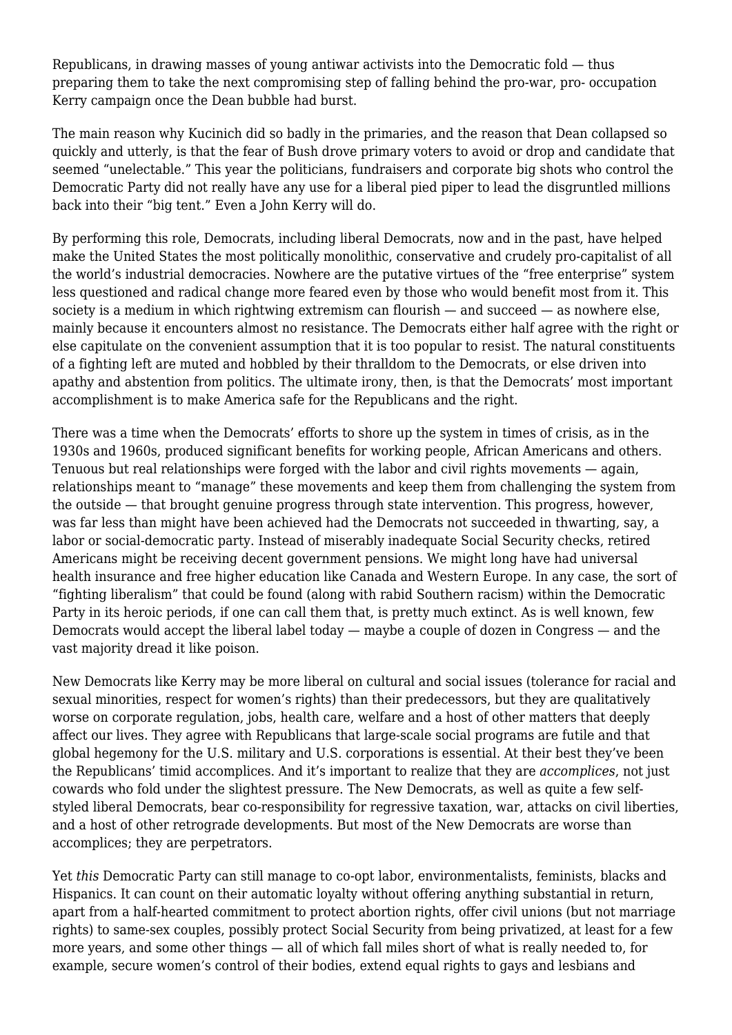Republicans, in drawing masses of young antiwar activists into the Democratic fold — thus preparing them to take the next compromising step of falling behind the pro-war, pro- occupation Kerry campaign once the Dean bubble had burst.

The main reason why Kucinich did so badly in the primaries, and the reason that Dean collapsed so quickly and utterly, is that the fear of Bush drove primary voters to avoid or drop and candidate that seemed "unelectable." This year the politicians, fundraisers and corporate big shots who control the Democratic Party did not really have any use for a liberal pied piper to lead the disgruntled millions back into their "big tent." Even a John Kerry will do.

By performing this role, Democrats, including liberal Democrats, now and in the past, have helped make the United States the most politically monolithic, conservative and crudely pro-capitalist of all the world's industrial democracies. Nowhere are the putative virtues of the "free enterprise" system less questioned and radical change more feared even by those who would benefit most from it. This society is a medium in which rightwing extremism can flourish — and succeed — as nowhere else, mainly because it encounters almost no resistance. The Democrats either half agree with the right or else capitulate on the convenient assumption that it is too popular to resist. The natural constituents of a fighting left are muted and hobbled by their thralldom to the Democrats, or else driven into apathy and abstention from politics. The ultimate irony, then, is that the Democrats' most important accomplishment is to make America safe for the Republicans and the right.

There was a time when the Democrats' efforts to shore up the system in times of crisis, as in the 1930s and 1960s, produced significant benefits for working people, African Americans and others. Tenuous but real relationships were forged with the labor and civil rights movements — again, relationships meant to "manage" these movements and keep them from challenging the system from the outside — that brought genuine progress through state intervention. This progress, however, was far less than might have been achieved had the Democrats not succeeded in thwarting, say, a labor or social-democratic party. Instead of miserably inadequate Social Security checks, retired Americans might be receiving decent government pensions. We might long have had universal health insurance and free higher education like Canada and Western Europe. In any case, the sort of "fighting liberalism" that could be found (along with rabid Southern racism) within the Democratic Party in its heroic periods, if one can call them that, is pretty much extinct. As is well known, few Democrats would accept the liberal label today — maybe a couple of dozen in Congress — and the vast majority dread it like poison.

New Democrats like Kerry may be more liberal on cultural and social issues (tolerance for racial and sexual minorities, respect for women's rights) than their predecessors, but they are qualitatively worse on corporate regulation, jobs, health care, welfare and a host of other matters that deeply affect our lives. They agree with Republicans that large-scale social programs are futile and that global hegemony for the U.S. military and U.S. corporations is essential. At their best they've been the Republicans' timid accomplices. And it's important to realize that they are *accomplices*, not just cowards who fold under the slightest pressure. The New Democrats, as well as quite a few self-styled liberal Democrats, bear co-responsibility for regressive taxation, war, attacks on civil liberties, and a host of other retrograde developments. But most of the New Democrats are worse than accomplices; they are perpetrators.

Yet *this* Democratic Party can still manage to co-opt labor, environmentalists, feminists, blacks and Hispanics. It can count on their automatic loyalty without offering anything substantial in return, apart from a half-hearted commitment to protect abortion rights, offer civil unions (but not marriage rights) to same-sex couples, possibly protect Social Security from being privatized, at least for a few more years, and some other things — all of which fall miles short of what is really needed to, for example, secure women's control of their bodies, extend equal rights to gays and lesbians and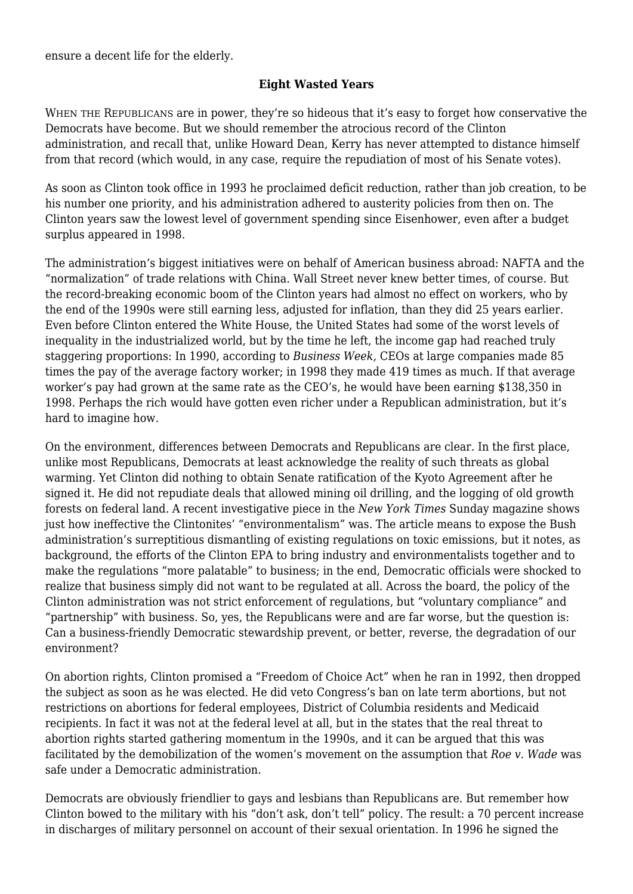ensure a decent life for the elderly.

## Eight Wasted Years

WHEN THE REPUBLICANS are in power, they're so hideous that it's easy to forget how conservative the Democrats have become. But we should remember the atrocious record of the Clinton administration, and recall that, unlike Howard Dean, Kerry has never attempted to distance himself from that record (which would, in any case, require the repudiation of most of his Senate votes).

As soon as Clinton took office in 1993 he proclaimed deficit reduction, rather than job creation, to be his number one priority, and his administration adhered to austerity policies from then on. The Clinton years saw the lowest level of government spending since Eisenhower, even after a budget surplus appeared in 1998.

The administration's biggest initiatives were on behalf of American business abroad: NAFTA and the "normalization" of trade relations with China. Wall Street never knew better times, of course. But the record-breaking economic boom of the Clinton years had almost no effect on workers, who by the end of the 1990s were still earning less, adjusted for inflation, than they did 25 years earlier. Even before Clinton entered the White House, the United States had some of the worst levels of inequality in the industrialized world, but by the time he left, the income gap had reached truly staggering proportions: In 1990, according to *Business Week,* CEOs at large companies made 85 times the pay of the average factory worker; in 1998 they made 419 times as much. If that average worker's pay had grown at the same rate as the CEO's, he would have been earning $138,350 in 1998. Perhaps the rich would have gotten even richer under a Republican administration, but it's hard to imagine how.

On the environment, differences between Democrats and Republicans are clear. In the first place, unlike most Republicans, Democrats at least acknowledge the reality of such threats as global warming. Yet Clinton did nothing to obtain Senate ratification of the Kyoto Agreement after he signed it. He did not repudiate deals that allowed mining oil drilling, and the logging of old growth forests on federal land. A recent investigative piece in the *New York Times* Sunday magazine shows just how ineffective the Clintonites' "environmentalism" was. The article means to expose the Bush administration's surreptitious dismantling of existing regulations on toxic emissions, but it notes, as background, the efforts of the Clinton EPA to bring industry and environmentalists together and to make the regulations "more palatable" to business; in the end, Democratic officials were shocked to realize that business simply did not want to be regulated at all. Across the board, the policy of the Clinton administration was not strict enforcement of regulations, but "voluntary compliance" and "partnership" with business. So, yes, the Republicans were and are far worse, but the question is: Can a business-friendly Democratic stewardship prevent, or better, reverse, the degradation of our environment?

On abortion rights, Clinton promised a "Freedom of Choice Act" when he ran in 1992, then dropped the subject as soon as he was elected. He did veto Congress's ban on late term abortions, but not restrictions on abortions for federal employees, District of Columbia residents and Medicaid recipients. In fact it was not at the federal level at all, but in the states that the real threat to abortion rights started gathering momentum in the 1990s, and it can be argued that this was facilitated by the demobilization of the women's movement on the assumption that *Roe v. Wade* was safe under a Democratic administration.

Democrats are obviously friendlier to gays and lesbians than Republicans are. But remember how Clinton bowed to the military with his "don't ask, don't tell" policy. The result: a 70 percent increase in discharges of military personnel on account of their sexual orientation. In 1996 he signed the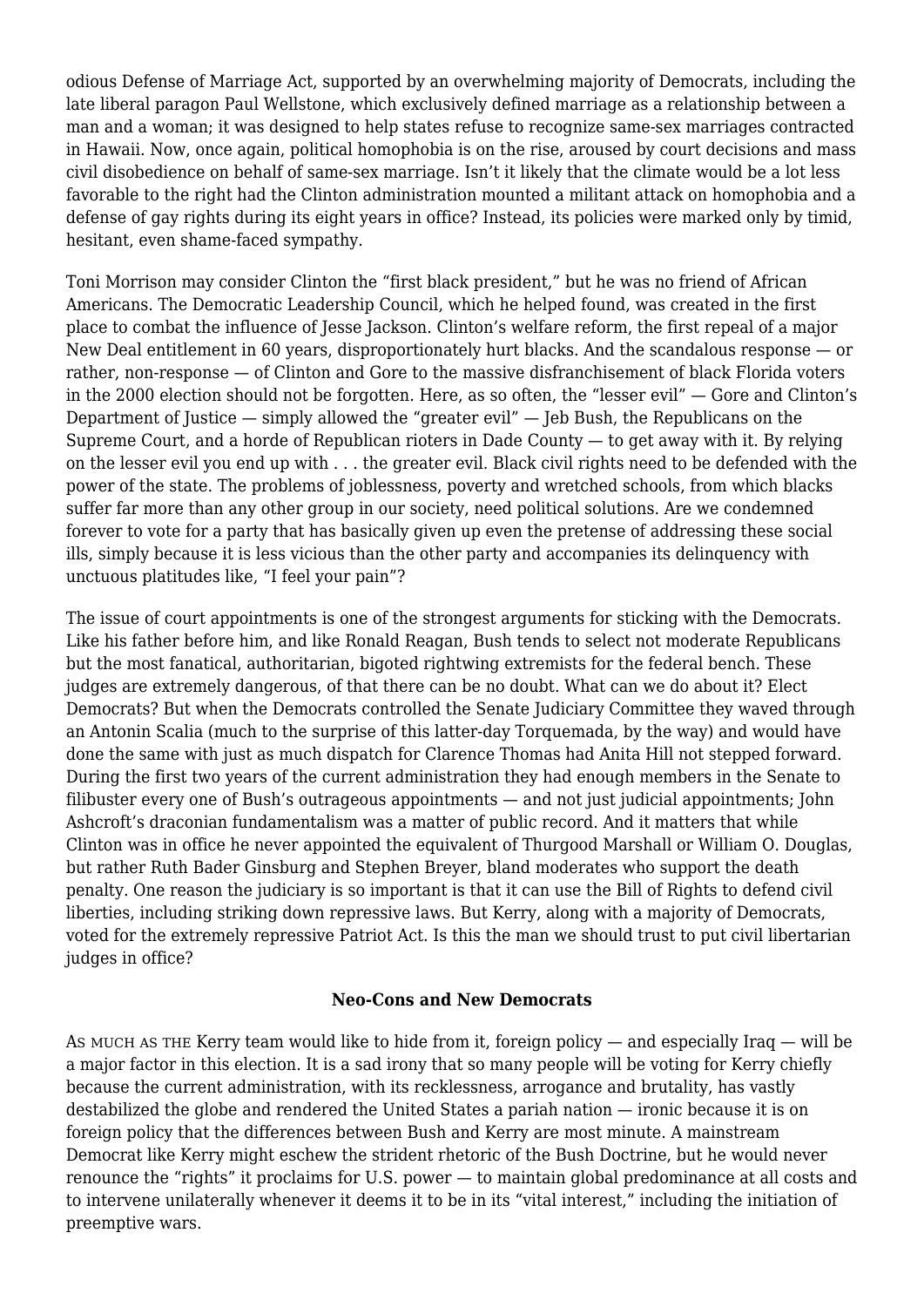odious Defense of Marriage Act, supported by an overwhelming majority of Democrats, including the late liberal paragon Paul Wellstone, which exclusively defined marriage as a relationship between a man and a woman; it was designed to help states refuse to recognize same-sex marriages contracted in Hawaii. Now, once again, political homophobia is on the rise, aroused by court decisions and mass civil disobedience on behalf of same-sex marriage. Isn't it likely that the climate would be a lot less favorable to the right had the Clinton administration mounted a militant attack on homophobia and a defense of gay rights during its eight years in office? Instead, its policies were marked only by timid, hesitant, even shame-faced sympathy.

Toni Morrison may consider Clinton the "first black president," but he was no friend of African Americans. The Democratic Leadership Council, which he helped found, was created in the first place to combat the influence of Jesse Jackson. Clinton's welfare reform, the first repeal of a major New Deal entitlement in 60 years, disproportionately hurt blacks. And the scandalous response — or rather, non-response — of Clinton and Gore to the massive disfranchisement of black Florida voters in the 2000 election should not be forgotten. Here, as so often, the "lesser evil" — Gore and Clinton's Department of Justice — simply allowed the "greater evil" — Jeb Bush, the Republicans on the Supreme Court, and a horde of Republican rioters in Dade County — to get away with it. By relying on the lesser evil you end up with . . . the greater evil. Black civil rights need to be defended with the power of the state. The problems of joblessness, poverty and wretched schools, from which blacks suffer far more than any other group in our society, need political solutions. Are we condemned forever to vote for a party that has basically given up even the pretense of addressing these social ills, simply because it is less vicious than the other party and accompanies its delinquency with unctuous platitudes like, "I feel your pain"?

The issue of court appointments is one of the strongest arguments for sticking with the Democrats. Like his father before him, and like Ronald Reagan, Bush tends to select not moderate Republicans but the most fanatical, authoritarian, bigoted rightwing extremists for the federal bench. These judges are extremely dangerous, of that there can be no doubt. What can we do about it? Elect Democrats? But when the Democrats controlled the Senate Judiciary Committee they waved through an Antonin Scalia (much to the surprise of this latter-day Torquemada, by the way) and would have done the same with just as much dispatch for Clarence Thomas had Anita Hill not stepped forward. During the first two years of the current administration they had enough members in the Senate to filibuster every one of Bush's outrageous appointments — and not just judicial appointments; John Ashcroft's draconian fundamentalism was a matter of public record. And it matters that while Clinton was in office he never appointed the equivalent of Thurgood Marshall or William O. Douglas, but rather Ruth Bader Ginsburg and Stephen Breyer, bland moderates who support the death penalty. One reason the judiciary is so important is that it can use the Bill of Rights to defend civil liberties, including striking down repressive laws. But Kerry, along with a majority of Democrats, voted for the extremely repressive Patriot Act. Is this the man we should trust to put civil libertarian judges in office?

### Neo-Cons and New Democrats

As much as the Kerry team would like to hide from it, foreign policy — and especially Iraq — will be a major factor in this election. It is a sad irony that so many people will be voting for Kerry chiefly because the current administration, with its recklessness, arrogance and brutality, has vastly destabilized the globe and rendered the United States a pariah nation — ironic because it is on foreign policy that the differences between Bush and Kerry are most minute. A mainstream Democrat like Kerry might eschew the strident rhetoric of the Bush Doctrine, but he would never renounce the "rights" it proclaims for U.S. power — to maintain global predominance at all costs and to intervene unilaterally whenever it deems it to be in its "vital interest," including the initiation of preemptive wars.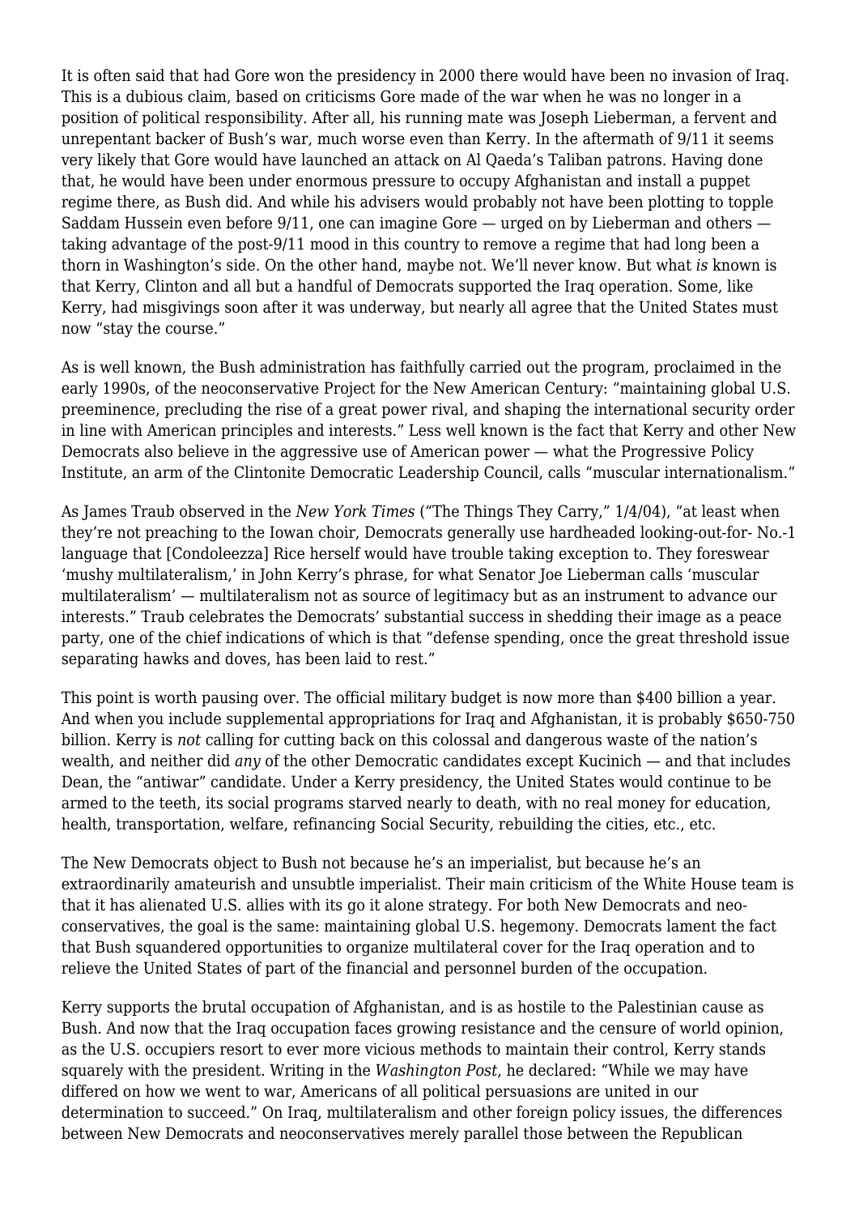It is often said that had Gore won the presidency in 2000 there would have been no invasion of Iraq. This is a dubious claim, based on criticisms Gore made of the war when he was no longer in a position of political responsibility. After all, his running mate was Joseph Lieberman, a fervent and unrepentant backer of Bush's war, much worse even than Kerry. In the aftermath of 9/11 it seems very likely that Gore would have launched an attack on Al Qaeda's Taliban patrons. Having done that, he would have been under enormous pressure to occupy Afghanistan and install a puppet regime there, as Bush did. And while his advisers would probably not have been plotting to topple Saddam Hussein even before 9/11, one can imagine Gore — urged on by Lieberman and others — taking advantage of the post-9/11 mood in this country to remove a regime that had long been a thorn in Washington's side. On the other hand, maybe not. We'll never know. But what *is* known is that Kerry, Clinton and all but a handful of Democrats supported the Iraq operation. Some, like Kerry, had misgivings soon after it was underway, but nearly all agree that the United States must now "stay the course."

As is well known, the Bush administration has faithfully carried out the program, proclaimed in the early 1990s, of the neoconservative Project for the New American Century: "maintaining global U.S. preeminence, precluding the rise of a great power rival, and shaping the international security order in line with American principles and interests." Less well known is the fact that Kerry and other New Democrats also believe in the aggressive use of American power — what the Progressive Policy Institute, an arm of the Clintonite Democratic Leadership Council, calls "muscular internationalism."

As James Traub observed in the *New York Times* ("The Things They Carry," 1/4/04), "at least when they're not preaching to the Iowan choir, Democrats generally use hardheaded looking-out-for- No.-1 language that [Condoleezza] Rice herself would have trouble taking exception to. They foreswear 'mushy multilateralism,' in John Kerry's phrase, for what Senator Joe Lieberman calls 'muscular multilateralism' — multilateralism not as source of legitimacy but as an instrument to advance our interests." Traub celebrates the Democrats' substantial success in shedding their image as a peace party, one of the chief indications of which is that "defense spending, once the great threshold issue separating hawks and doves, has been laid to rest."

This point is worth pausing over. The official military budget is now more than $400 billion a year. And when you include supplemental appropriations for Iraq and Afghanistan, it is probably $650-750 billion. Kerry is *not* calling for cutting back on this colossal and dangerous waste of the nation's wealth, and neither did *any* of the other Democratic candidates except Kucinich — and that includes Dean, the "antiwar" candidate. Under a Kerry presidency, the United States would continue to be armed to the teeth, its social programs starved nearly to death, with no real money for education, health, transportation, welfare, refinancing Social Security, rebuilding the cities, etc., etc.

The New Democrats object to Bush not because he's an imperialist, but because he's an extraordinarily amateurish and unsubtle imperialist. Their main criticism of the White House team is that it has alienated U.S. allies with its go it alone strategy. For both New Democrats and neo-conservatives, the goal is the same: maintaining global U.S. hegemony. Democrats lament the fact that Bush squandered opportunities to organize multilateral cover for the Iraq operation and to relieve the United States of part of the financial and personnel burden of the occupation.

Kerry supports the brutal occupation of Afghanistan, and is as hostile to the Palestinian cause as Bush. And now that the Iraq occupation faces growing resistance and the censure of world opinion, as the U.S. occupiers resort to ever more vicious methods to maintain their control, Kerry stands squarely with the president. Writing in the *Washington Post*, he declared: "While we may have differed on how we went to war, Americans of all political persuasions are united in our determination to succeed." On Iraq, multilateralism and other foreign policy issues, the differences between New Democrats and neoconservatives merely parallel those between the Republican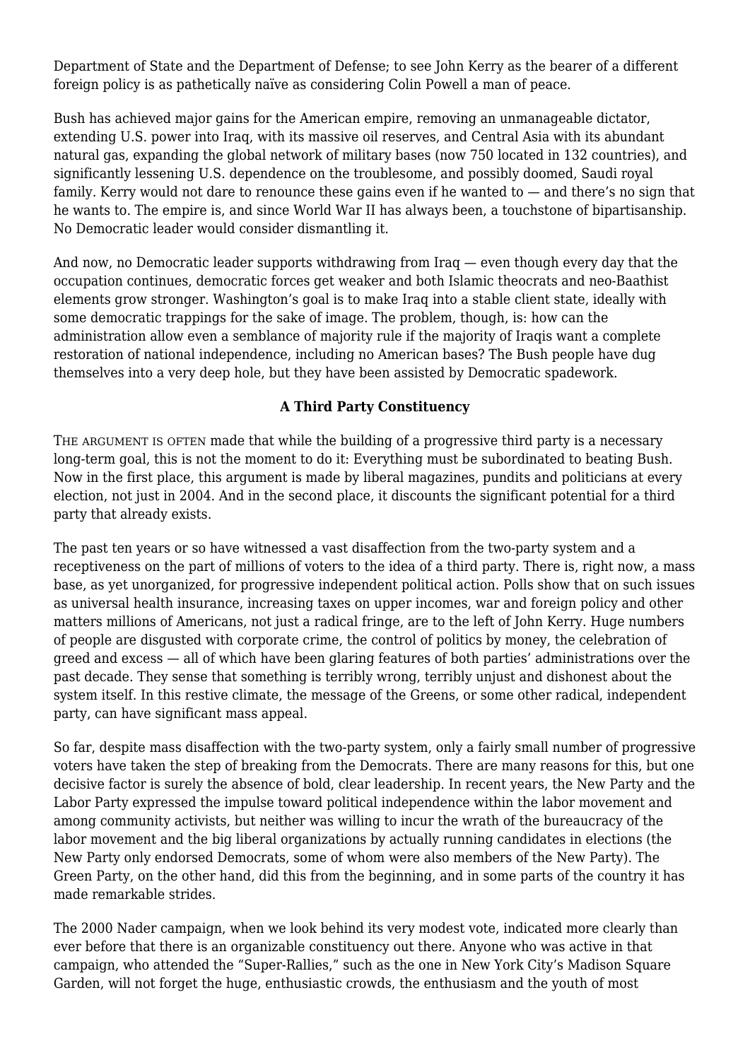Department of State and the Department of Defense; to see John Kerry as the bearer of a different foreign policy is as pathetically naïve as considering Colin Powell a man of peace.

Bush has achieved major gains for the American empire, removing an unmanageable dictator, extending U.S. power into Iraq, with its massive oil reserves, and Central Asia with its abundant natural gas, expanding the global network of military bases (now 750 located in 132 countries), and significantly lessening U.S. dependence on the troublesome, and possibly doomed, Saudi royal family. Kerry would not dare to renounce these gains even if he wanted to — and there's no sign that he wants to. The empire is, and since World War II has always been, a touchstone of bipartisanship. No Democratic leader would consider dismantling it.

And now, no Democratic leader supports withdrawing from Iraq — even though every day that the occupation continues, democratic forces get weaker and both Islamic theocrats and neo-Baathist elements grow stronger. Washington's goal is to make Iraq into a stable client state, ideally with some democratic trappings for the sake of image. The problem, though, is: how can the administration allow even a semblance of majority rule if the majority of Iraqis want a complete restoration of national independence, including no American bases? The Bush people have dug themselves into a very deep hole, but they have been assisted by Democratic spadework.

### A Third Party Constituency

THE ARGUMENT IS OFTEN made that while the building of a progressive third party is a necessary long-term goal, this is not the moment to do it: Everything must be subordinated to beating Bush. Now in the first place, this argument is made by liberal magazines, pundits and politicians at every election, not just in 2004. And in the second place, it discounts the significant potential for a third party that already exists.

The past ten years or so have witnessed a vast disaffection from the two-party system and a receptiveness on the part of millions of voters to the idea of a third party. There is, right now, a mass base, as yet unorganized, for progressive independent political action. Polls show that on such issues as universal health insurance, increasing taxes on upper incomes, war and foreign policy and other matters millions of Americans, not just a radical fringe, are to the left of John Kerry. Huge numbers of people are disgusted with corporate crime, the control of politics by money, the celebration of greed and excess — all of which have been glaring features of both parties' administrations over the past decade. They sense that something is terribly wrong, terribly unjust and dishonest about the system itself. In this restive climate, the message of the Greens, or some other radical, independent party, can have significant mass appeal.

So far, despite mass disaffection with the two-party system, only a fairly small number of progressive voters have taken the step of breaking from the Democrats. There are many reasons for this, but one decisive factor is surely the absence of bold, clear leadership. In recent years, the New Party and the Labor Party expressed the impulse toward political independence within the labor movement and among community activists, but neither was willing to incur the wrath of the bureaucracy of the labor movement and the big liberal organizations by actually running candidates in elections (the New Party only endorsed Democrats, some of whom were also members of the New Party). The Green Party, on the other hand, did this from the beginning, and in some parts of the country it has made remarkable strides.

The 2000 Nader campaign, when we look behind its very modest vote, indicated more clearly than ever before that there is an organizable constituency out there. Anyone who was active in that campaign, who attended the "Super-Rallies," such as the one in New York City's Madison Square Garden, will not forget the huge, enthusiastic crowds, the enthusiasm and the youth of most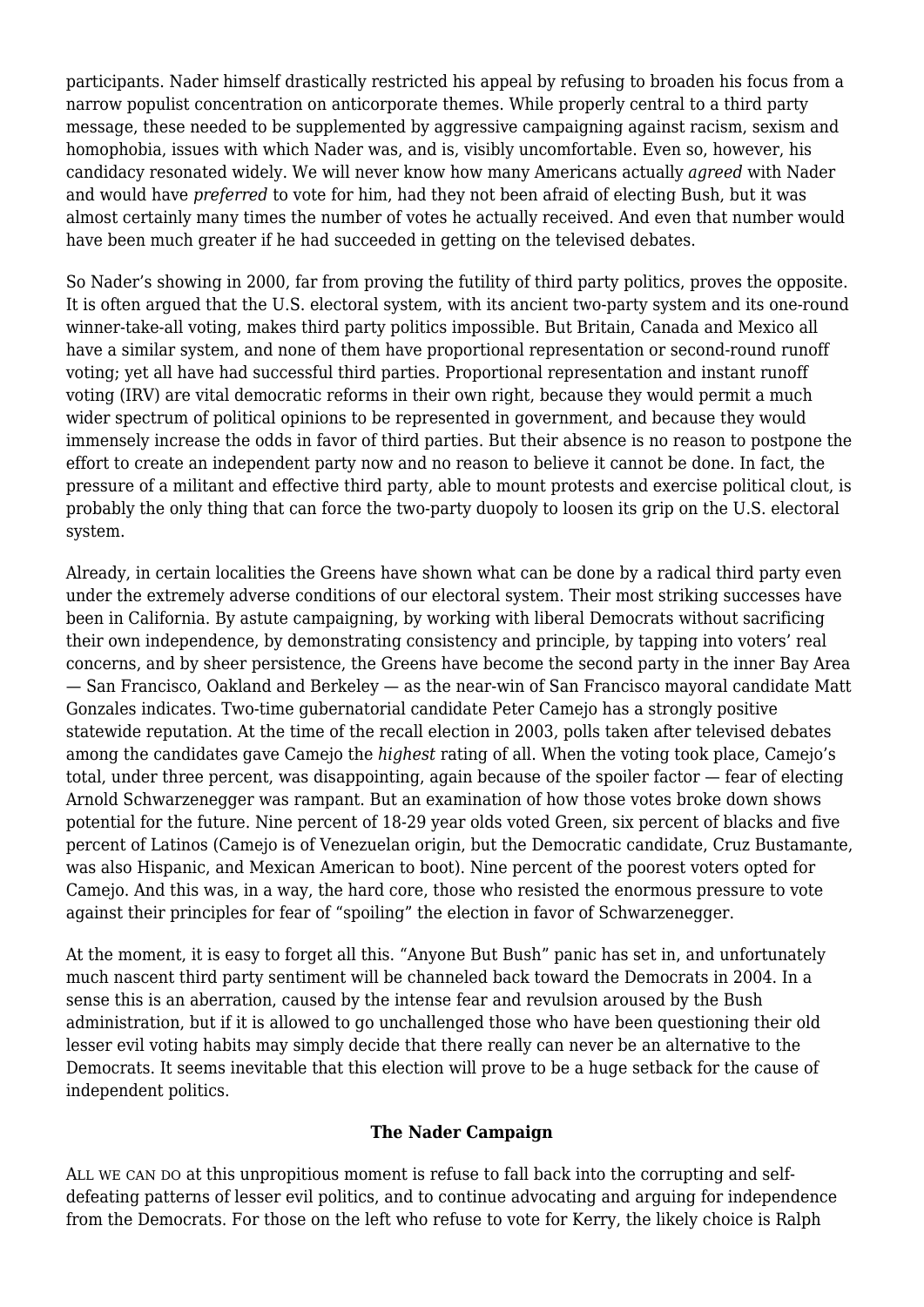participants. Nader himself drastically restricted his appeal by refusing to broaden his focus from a narrow populist concentration on anticorporate themes. While properly central to a third party message, these needed to be supplemented by aggressive campaigning against racism, sexism and homophobia, issues with which Nader was, and is, visibly uncomfortable. Even so, however, his candidacy resonated widely. We will never know how many Americans actually *agreed* with Nader and would have *preferred* to vote for him, had they not been afraid of electing Bush, but it was almost certainly many times the number of votes he actually received. And even that number would have been much greater if he had succeeded in getting on the televised debates.

So Nader's showing in 2000, far from proving the futility of third party politics, proves the opposite. It is often argued that the U.S. electoral system, with its ancient two-party system and its one-round winner-take-all voting, makes third party politics impossible. But Britain, Canada and Mexico all have a similar system, and none of them have proportional representation or second-round runoff voting; yet all have had successful third parties. Proportional representation and instant runoff voting (IRV) are vital democratic reforms in their own right, because they would permit a much wider spectrum of political opinions to be represented in government, and because they would immensely increase the odds in favor of third parties. But their absence is no reason to postpone the effort to create an independent party now and no reason to believe it cannot be done. In fact, the pressure of a militant and effective third party, able to mount protests and exercise political clout, is probably the only thing that can force the two-party duopoly to loosen its grip on the U.S. electoral system.

Already, in certain localities the Greens have shown what can be done by a radical third party even under the extremely adverse conditions of our electoral system. Their most striking successes have been in California. By astute campaigning, by working with liberal Democrats without sacrificing their own independence, by demonstrating consistency and principle, by tapping into voters' real concerns, and by sheer persistence, the Greens have become the second party in the inner Bay Area — San Francisco, Oakland and Berkeley — as the near-win of San Francisco mayoral candidate Matt Gonzales indicates. Two-time gubernatorial candidate Peter Camejo has a strongly positive statewide reputation. At the time of the recall election in 2003, polls taken after televised debates among the candidates gave Camejo the *highest* rating of all. When the voting took place, Camejo's total, under three percent, was disappointing, again because of the spoiler factor — fear of electing Arnold Schwarzenegger was rampant. But an examination of how those votes broke down shows potential for the future. Nine percent of 18-29 year olds voted Green, six percent of blacks and five percent of Latinos (Camejo is of Venezuelan origin, but the Democratic candidate, Cruz Bustamante, was also Hispanic, and Mexican American to boot). Nine percent of the poorest voters opted for Camejo. And this was, in a way, the hard core, those who resisted the enormous pressure to vote against their principles for fear of "spoiling" the election in favor of Schwarzenegger.

At the moment, it is easy to forget all this. "Anyone But Bush" panic has set in, and unfortunately much nascent third party sentiment will be channeled back toward the Democrats in 2004. In a sense this is an aberration, caused by the intense fear and revulsion aroused by the Bush administration, but if it is allowed to go unchallenged those who have been questioning their old lesser evil voting habits may simply decide that there really can never be an alternative to the Democrats. It seems inevitable that this election will prove to be a huge setback for the cause of independent politics.

### The Nader Campaign

ALL WE CAN DO at this unpropitious moment is refuse to fall back into the corrupting and self-defeating patterns of lesser evil politics, and to continue advocating and arguing for independence from the Democrats. For those on the left who refuse to vote for Kerry, the likely choice is Ralph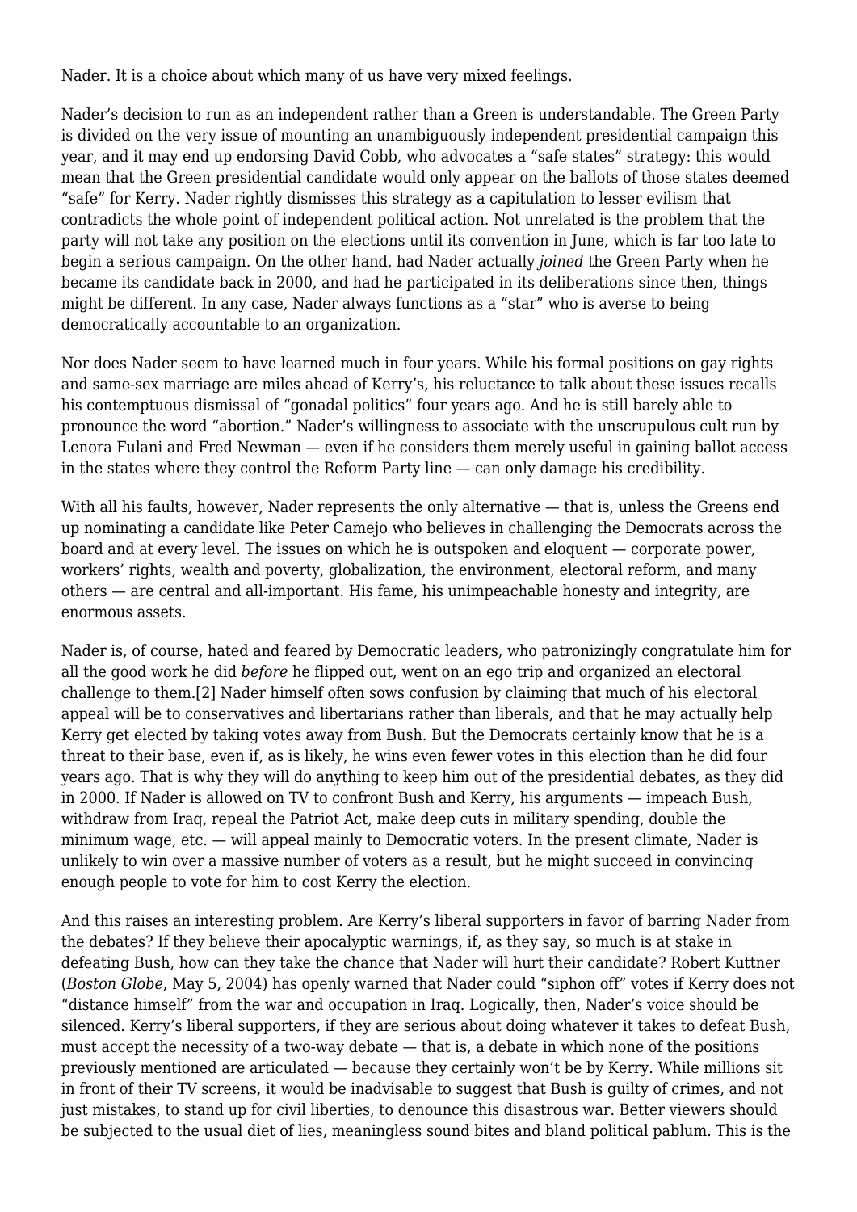Nader. It is a choice about which many of us have very mixed feelings.

Nader's decision to run as an independent rather than a Green is understandable. The Green Party is divided on the very issue of mounting an unambiguously independent presidential campaign this year, and it may end up endorsing David Cobb, who advocates a "safe states" strategy: this would mean that the Green presidential candidate would only appear on the ballots of those states deemed "safe" for Kerry. Nader rightly dismisses this strategy as a capitulation to lesser evilism that contradicts the whole point of independent political action. Not unrelated is the problem that the party will not take any position on the elections until its convention in June, which is far too late to begin a serious campaign. On the other hand, had Nader actually *joined* the Green Party when he became its candidate back in 2000, and had he participated in its deliberations since then, things might be different. In any case, Nader always functions as a "star" who is averse to being democratically accountable to an organization.

Nor does Nader seem to have learned much in four years. While his formal positions on gay rights and same-sex marriage are miles ahead of Kerry's, his reluctance to talk about these issues recalls his contemptuous dismissal of "gonadal politics" four years ago. And he is still barely able to pronounce the word "abortion." Nader's willingness to associate with the unscrupulous cult run by Lenora Fulani and Fred Newman — even if he considers them merely useful in gaining ballot access in the states where they control the Reform Party line — can only damage his credibility.

With all his faults, however, Nader represents the only alternative — that is, unless the Greens end up nominating a candidate like Peter Camejo who believes in challenging the Democrats across the board and at every level. The issues on which he is outspoken and eloquent — corporate power, workers' rights, wealth and poverty, globalization, the environment, electoral reform, and many others — are central and all-important. His fame, his unimpeachable honesty and integrity, are enormous assets.

Nader is, of course, hated and feared by Democratic leaders, who patronizingly congratulate him for all the good work he did *before* he flipped out, went on an ego trip and organized an electoral challenge to them.[2] Nader himself often sows confusion by claiming that much of his electoral appeal will be to conservatives and libertarians rather than liberals, and that he may actually help Kerry get elected by taking votes away from Bush. But the Democrats certainly know that he is a threat to their base, even if, as is likely, he wins even fewer votes in this election than he did four years ago. That is why they will do anything to keep him out of the presidential debates, as they did in 2000. If Nader is allowed on TV to confront Bush and Kerry, his arguments — impeach Bush, withdraw from Iraq, repeal the Patriot Act, make deep cuts in military spending, double the minimum wage, etc. — will appeal mainly to Democratic voters. In the present climate, Nader is unlikely to win over a massive number of voters as a result, but he might succeed in convincing enough people to vote for him to cost Kerry the election.

And this raises an interesting problem. Are Kerry's liberal supporters in favor of barring Nader from the debates? If they believe their apocalyptic warnings, if, as they say, so much is at stake in defeating Bush, how can they take the chance that Nader will hurt their candidate? Robert Kuttner (*Boston Globe*, May 5, 2004) has openly warned that Nader could "siphon off" votes if Kerry does not "distance himself" from the war and occupation in Iraq. Logically, then, Nader's voice should be silenced. Kerry's liberal supporters, if they are serious about doing whatever it takes to defeat Bush, must accept the necessity of a two-way debate — that is, a debate in which none of the positions previously mentioned are articulated — because they certainly won't be by Kerry. While millions sit in front of their TV screens, it would be inadvisable to suggest that Bush is guilty of crimes, and not just mistakes, to stand up for civil liberties, to denounce this disastrous war. Better viewers should be subjected to the usual diet of lies, meaningless sound bites and bland political pablum. This is the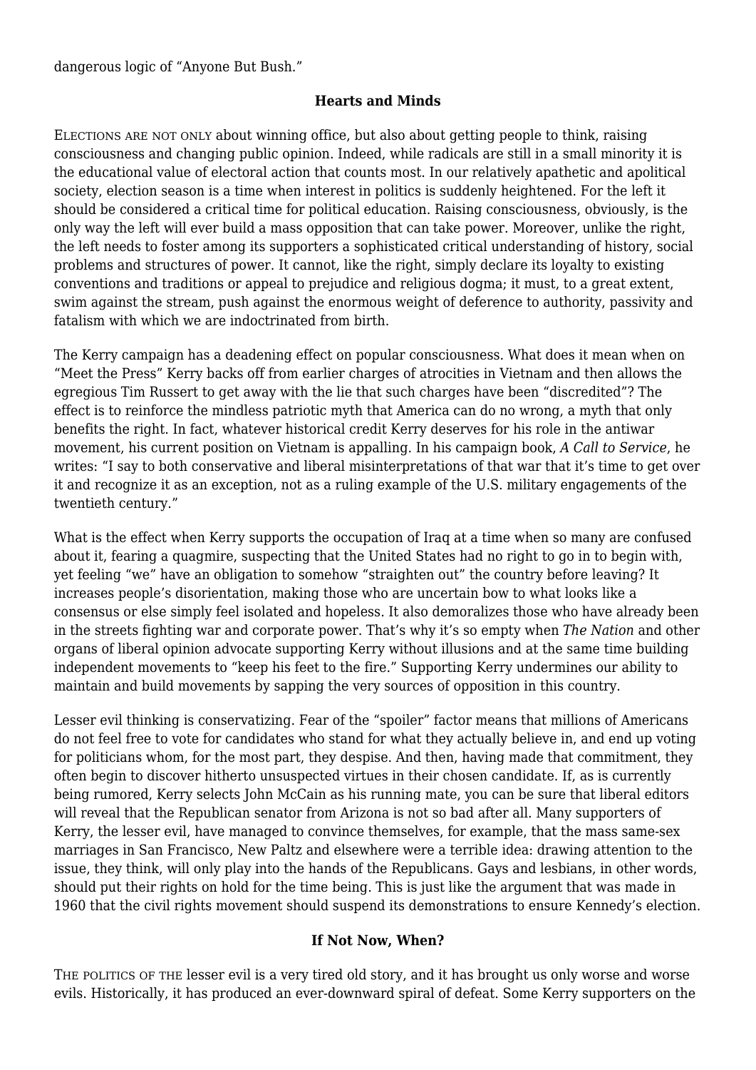dangerous logic of "Anyone But Bush."

### Hearts and Minds

ELECTIONS ARE NOT ONLY about winning office, but also about getting people to think, raising consciousness and changing public opinion. Indeed, while radicals are still in a small minority it is the educational value of electoral action that counts most. In our relatively apathetic and apolitical society, election season is a time when interest in politics is suddenly heightened. For the left it should be considered a critical time for political education. Raising consciousness, obviously, is the only way the left will ever build a mass opposition that can take power. Moreover, unlike the right, the left needs to foster among its supporters a sophisticated critical understanding of history, social problems and structures of power. It cannot, like the right, simply declare its loyalty to existing conventions and traditions or appeal to prejudice and religious dogma; it must, to a great extent, swim against the stream, push against the enormous weight of deference to authority, passivity and fatalism with which we are indoctrinated from birth.

The Kerry campaign has a deadening effect on popular consciousness. What does it mean when on "Meet the Press" Kerry backs off from earlier charges of atrocities in Vietnam and then allows the egregious Tim Russert to get away with the lie that such charges have been "discredited"? The effect is to reinforce the mindless patriotic myth that America can do no wrong, a myth that only benefits the right. In fact, whatever historical credit Kerry deserves for his role in the antiwar movement, his current position on Vietnam is appalling. In his campaign book, *A Call to Service*, he writes: "I say to both conservative and liberal misinterpretations of that war that it's time to get over it and recognize it as an exception, not as a ruling example of the U.S. military engagements of the twentieth century."

What is the effect when Kerry supports the occupation of Iraq at a time when so many are confused about it, fearing a quagmire, suspecting that the United States had no right to go in to begin with, yet feeling "we" have an obligation to somehow "straighten out" the country before leaving? It increases people's disorientation, making those who are uncertain bow to what looks like a consensus or else simply feel isolated and hopeless. It also demoralizes those who have already been in the streets fighting war and corporate power. That's why it's so empty when *The Nation* and other organs of liberal opinion advocate supporting Kerry without illusions and at the same time building independent movements to "keep his feet to the fire." Supporting Kerry undermines our ability to maintain and build movements by sapping the very sources of opposition in this country.

Lesser evil thinking is conservatizing. Fear of the "spoiler" factor means that millions of Americans do not feel free to vote for candidates who stand for what they actually believe in, and end up voting for politicians whom, for the most part, they despise. And then, having made that commitment, they often begin to discover hitherto unsuspected virtues in their chosen candidate. If, as is currently being rumored, Kerry selects John McCain as his running mate, you can be sure that liberal editors will reveal that the Republican senator from Arizona is not so bad after all. Many supporters of Kerry, the lesser evil, have managed to convince themselves, for example, that the mass same-sex marriages in San Francisco, New Paltz and elsewhere were a terrible idea: drawing attention to the issue, they think, will only play into the hands of the Republicans. Gays and lesbians, in other words, should put their rights on hold for the time being. This is just like the argument that was made in 1960 that the civil rights movement should suspend its demonstrations to ensure Kennedy's election.

### If Not Now, When?

THE POLITICS OF THE lesser evil is a very tired old story, and it has brought us only worse and worse evils. Historically, it has produced an ever-downward spiral of defeat. Some Kerry supporters on the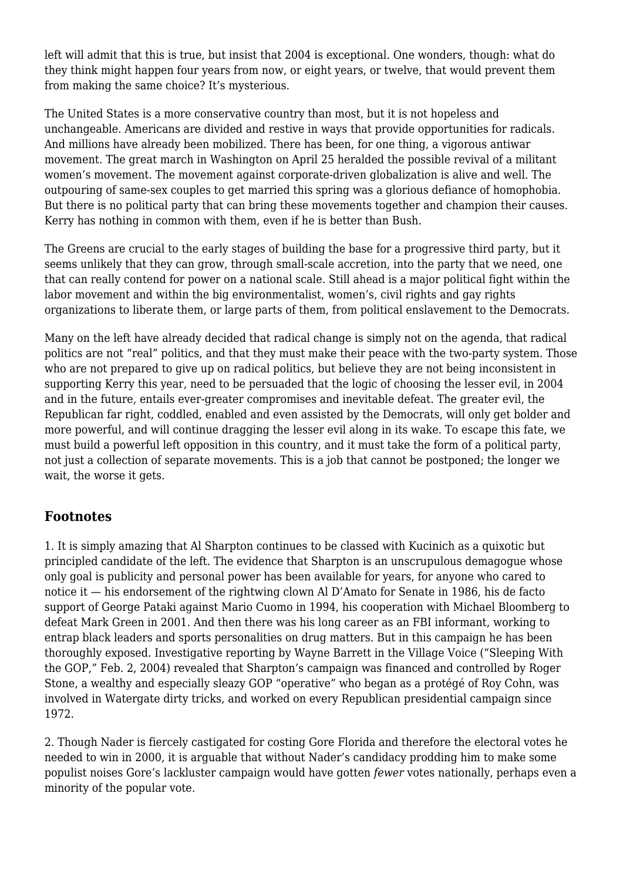left will admit that this is true, but insist that 2004 is exceptional. One wonders, though: what do they think might happen four years from now, or eight years, or twelve, that would prevent them from making the same choice? It's mysterious.

The United States is a more conservative country than most, but it is not hopeless and unchangeable. Americans are divided and restive in ways that provide opportunities for radicals. And millions have already been mobilized. There has been, for one thing, a vigorous antiwar movement. The great march in Washington on April 25 heralded the possible revival of a militant women's movement. The movement against corporate-driven globalization is alive and well. The outpouring of same-sex couples to get married this spring was a glorious defiance of homophobia. But there is no political party that can bring these movements together and champion their causes. Kerry has nothing in common with them, even if he is better than Bush.

The Greens are crucial to the early stages of building the base for a progressive third party, but it seems unlikely that they can grow, through small-scale accretion, into the party that we need, one that can really contend for power on a national scale. Still ahead is a major political fight within the labor movement and within the big environmentalist, women's, civil rights and gay rights organizations to liberate them, or large parts of them, from political enslavement to the Democrats.

Many on the left have already decided that radical change is simply not on the agenda, that radical politics are not "real" politics, and that they must make their peace with the two-party system. Those who are not prepared to give up on radical politics, but believe they are not being inconsistent in supporting Kerry this year, need to be persuaded that the logic of choosing the lesser evil, in 2004 and in the future, entails ever-greater compromises and inevitable defeat. The greater evil, the Republican far right, coddled, enabled and even assisted by the Democrats, will only get bolder and more powerful, and will continue dragging the lesser evil along in its wake. To escape this fate, we must build a powerful left opposition in this country, and it must take the form of a political party, not just a collection of separate movements. This is a job that cannot be postponed; the longer we wait, the worse it gets.

## Footnotes

1. It is simply amazing that Al Sharpton continues to be classed with Kucinich as a quixotic but principled candidate of the left. The evidence that Sharpton is an unscrupulous demagogue whose only goal is publicity and personal power has been available for years, for anyone who cared to notice it — his endorsement of the rightwing clown Al D'Amato for Senate in 1986, his de facto support of George Pataki against Mario Cuomo in 1994, his cooperation with Michael Bloomberg to defeat Mark Green in 2001. And then there was his long career as an FBI informant, working to entrap black leaders and sports personalities on drug matters. But in this campaign he has been thoroughly exposed. Investigative reporting by Wayne Barrett in the Village Voice ("Sleeping With the GOP," Feb. 2, 2004) revealed that Sharpton's campaign was financed and controlled by Roger Stone, a wealthy and especially sleazy GOP "operative" who began as a protégé of Roy Cohn, was involved in Watergate dirty tricks, and worked on every Republican presidential campaign since 1972.

2. Though Nader is fiercely castigated for costing Gore Florida and therefore the electoral votes he needed to win in 2000, it is arguable that without Nader's candidacy prodding him to make some populist noises Gore's lackluster campaign would have gotten *fewer* votes nationally, perhaps even a minority of the popular vote.